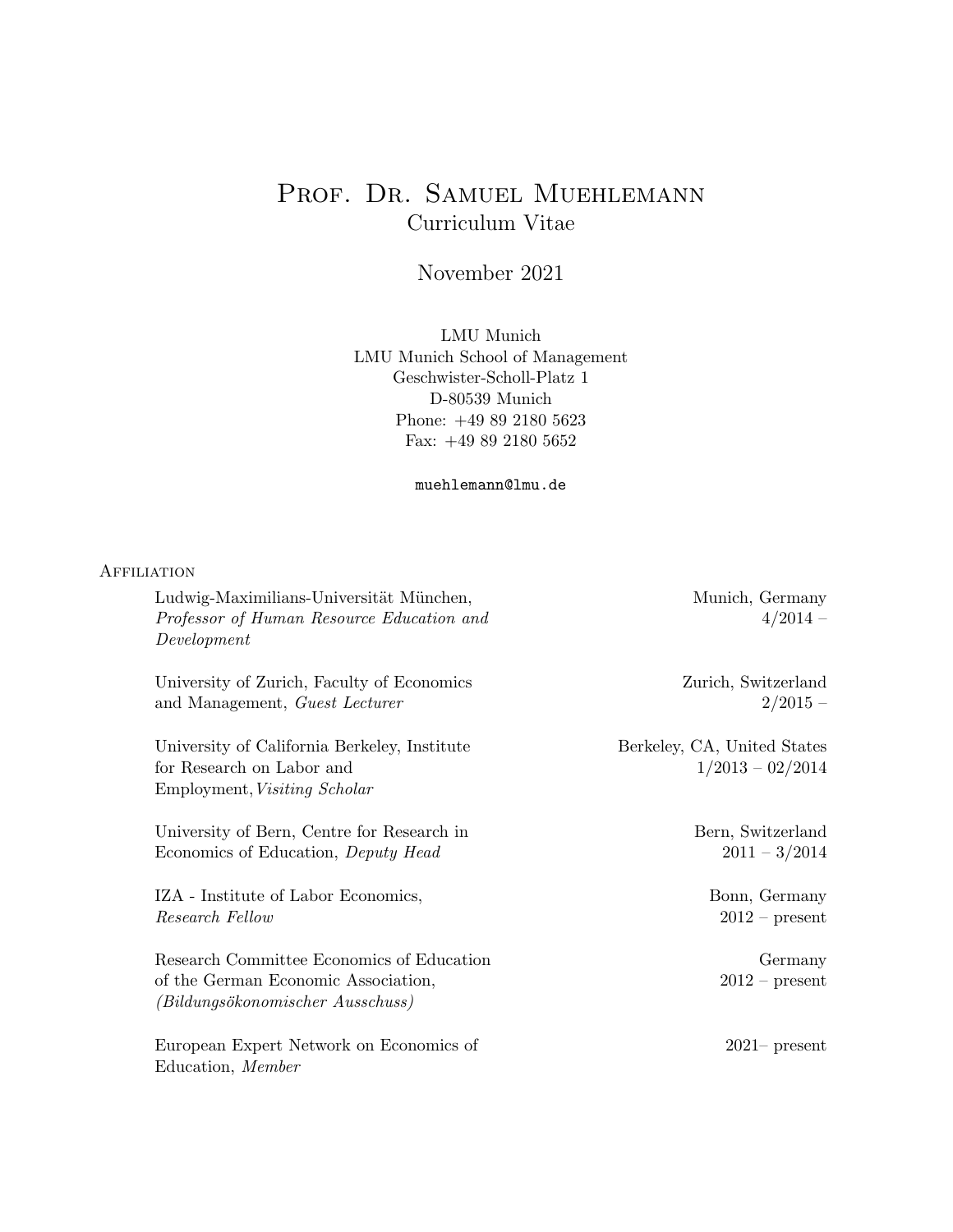# Prof. Dr. Samuel Muehlemann

Curriculum Vitae

November 2021

LMU Munich
LMU Munich School of Management
Geschwister-Scholl-Platz 1
D-80539 Munich
Phone: +49 89 2180 5623
Fax: +49 89 2180 5652

muehlemann@lmu.de

## Affiliation

Ludwig-Maximilians-Universität München, *Professor of Human Resource Education and Development* — Munich, Germany, 4/2014 –

University of Zurich, Faculty of Economics and Management, *Guest Lecturer* — Zurich, Switzerland, 2/2015 –

University of California Berkeley, Institute for Research on Labor and Employment, *Visiting Scholar* — Berkeley, CA, United States, 1/2013 – 02/2014

University of Bern, Centre for Research in Economics of Education, *Deputy Head* — Bern, Switzerland, 2011 – 3/2014

IZA - Institute of Labor Economics, *Research Fellow* — Bonn, Germany, 2012 – present

Research Committee Economics of Education of the German Economic Association, *(Bildungsökonomischer Ausschuss)* — Germany, 2012 – present

European Expert Network on Economics of Education, *Member* — 2021– present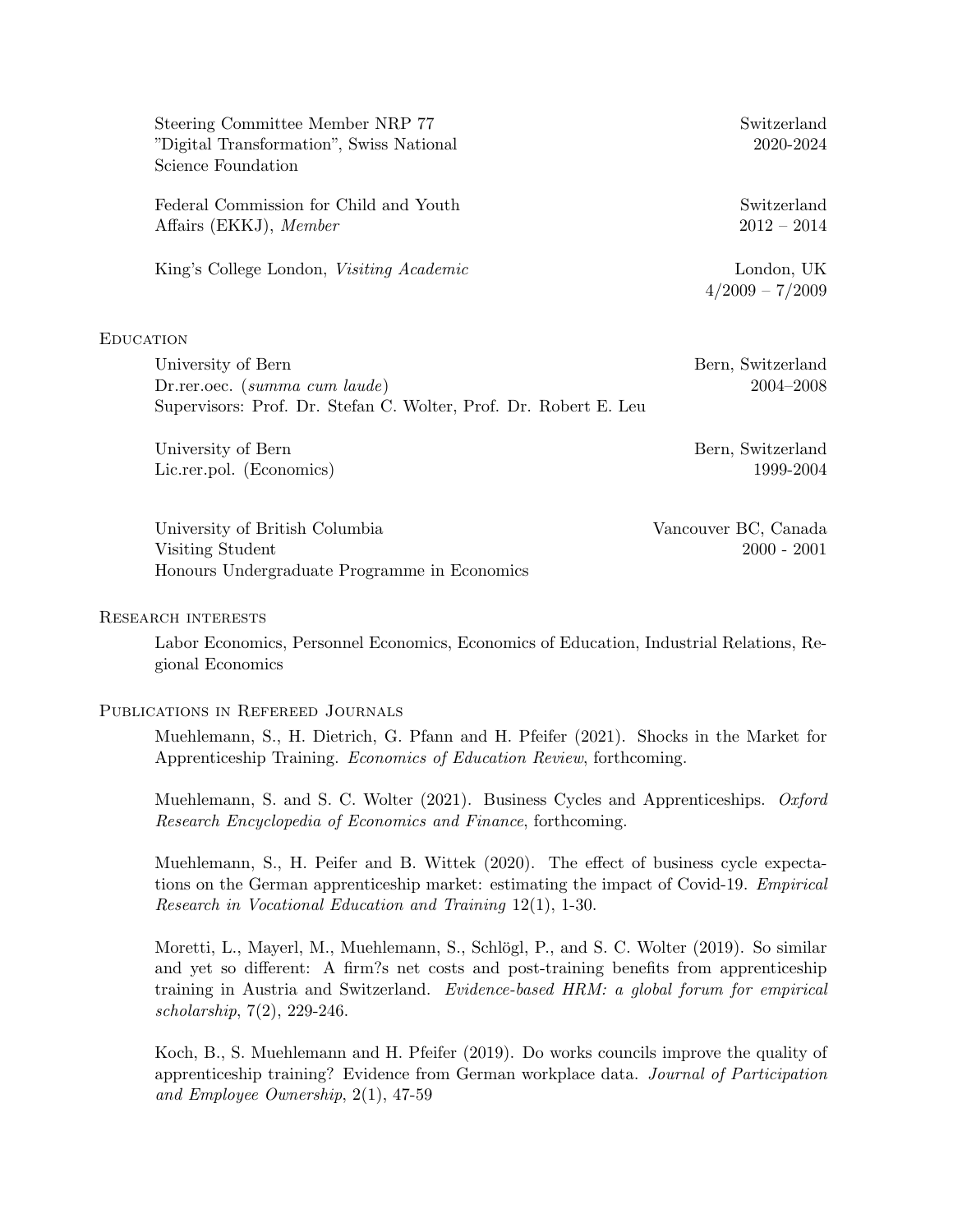Steering Committee Member NRP 77 "Digital Transformation", Swiss National Science Foundation — Switzerland, 2020-2024

Federal Commission for Child and Youth Affairs (EKKJ), *Member* — Switzerland, 2012 – 2014

King's College London, *Visiting Academic* — London, UK, 4/2009 – 7/2009

## Education

University of Bern — Bern, Switzerland
Dr.rer.oec. (*summa cum laude*) — 2004–2008
Supervisors: Prof. Dr. Stefan C. Wolter, Prof. Dr. Robert E. Leu

University of Bern — Bern, Switzerland
Lic.rer.pol. (Economics) — 1999-2004

University of British Columbia — Vancouver BC, Canada
Visiting Student — 2000 - 2001
Honours Undergraduate Programme in Economics

## Research interests

Labor Economics, Personnel Economics, Economics of Education, Industrial Relations, Regional Economics

## Publications in Refereed Journals

Muehlemann, S., H. Dietrich, G. Pfann and H. Pfeifer (2021). Shocks in the Market for Apprenticeship Training. *Economics of Education Review*, forthcoming.

Muehlemann, S. and S. C. Wolter (2021). Business Cycles and Apprenticeships. *Oxford Research Encyclopedia of Economics and Finance*, forthcoming.

Muehlemann, S., H. Peifer and B. Wittek (2020). The effect of business cycle expectations on the German apprenticeship market: estimating the impact of Covid-19. *Empirical Research in Vocational Education and Training* 12(1), 1-30.

Moretti, L., Mayerl, M., Muehlemann, S., Schlögl, P., and S. C. Wolter (2019). So similar and yet so different: A firm?s net costs and post-training benefits from apprenticeship training in Austria and Switzerland. *Evidence-based HRM: a global forum for empirical scholarship*, 7(2), 229-246.

Koch, B., S. Muehlemann and H. Pfeifer (2019). Do works councils improve the quality of apprenticeship training? Evidence from German workplace data. *Journal of Participation and Employee Ownership*, 2(1), 47-59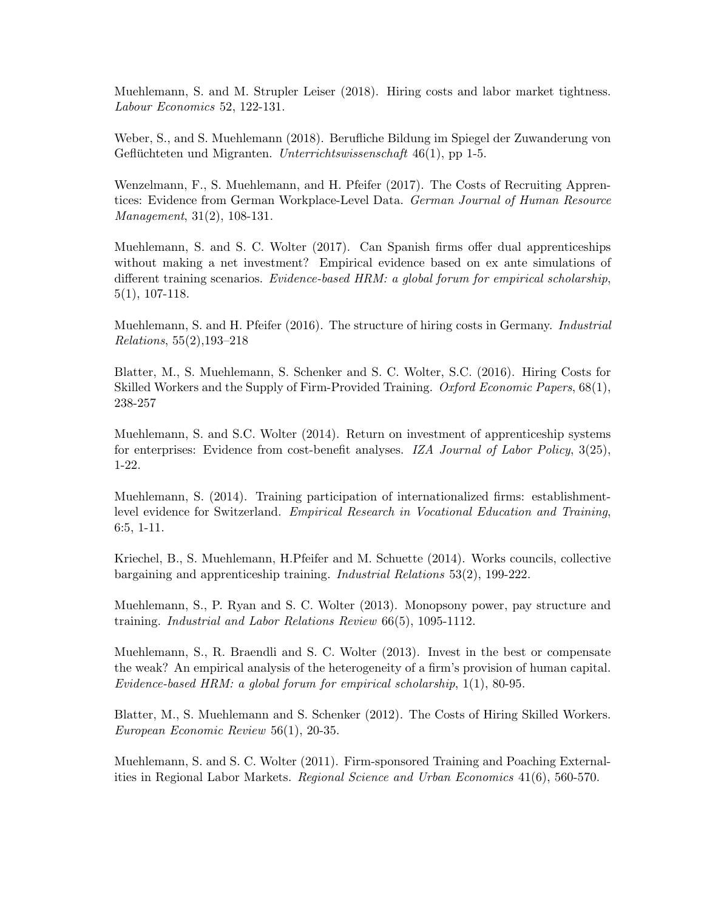Muehlemann, S. and M. Strupler Leiser (2018). Hiring costs and labor market tightness. *Labour Economics* 52, 122-131.

Weber, S., and S. Muehlemann (2018). Berufliche Bildung im Spiegel der Zuwanderung von Geflüchteten und Migranten. *Unterrichtswissenschaft* 46(1), pp 1-5.

Wenzelmann, F., S. Muehlemann, and H. Pfeifer (2017). The Costs of Recruiting Apprentices: Evidence from German Workplace-Level Data. *German Journal of Human Resource Management*, 31(2), 108-131.

Muehlemann, S. and S. C. Wolter (2017). Can Spanish firms offer dual apprenticeships without making a net investment? Empirical evidence based on ex ante simulations of different training scenarios. *Evidence-based HRM: a global forum for empirical scholarship*, 5(1), 107-118.

Muehlemann, S. and H. Pfeifer (2016). The structure of hiring costs in Germany. *Industrial Relations*, 55(2),193–218

Blatter, M., S. Muehlemann, S. Schenker and S. C. Wolter, S.C. (2016). Hiring Costs for Skilled Workers and the Supply of Firm-Provided Training. *Oxford Economic Papers*, 68(1), 238-257

Muehlemann, S. and S.C. Wolter (2014). Return on investment of apprenticeship systems for enterprises: Evidence from cost-benefit analyses. *IZA Journal of Labor Policy*, 3(25), 1-22.

Muehlemann, S. (2014). Training participation of internationalized firms: establishment-level evidence for Switzerland. *Empirical Research in Vocational Education and Training*, 6:5, 1-11.

Kriechel, B., S. Muehlemann, H.Pfeifer and M. Schuette (2014). Works councils, collective bargaining and apprenticeship training. *Industrial Relations* 53(2), 199-222.

Muehlemann, S., P. Ryan and S. C. Wolter (2013). Monopsony power, pay structure and training. *Industrial and Labor Relations Review* 66(5), 1095-1112.

Muehlemann, S., R. Braendli and S. C. Wolter (2013). Invest in the best or compensate the weak? An empirical analysis of the heterogeneity of a firm's provision of human capital. *Evidence-based HRM: a global forum for empirical scholarship*, 1(1), 80-95.

Blatter, M., S. Muehlemann and S. Schenker (2012). The Costs of Hiring Skilled Workers. *European Economic Review* 56(1), 20-35.

Muehlemann, S. and S. C. Wolter (2011). Firm-sponsored Training and Poaching Externalities in Regional Labor Markets. *Regional Science and Urban Economics* 41(6), 560-570.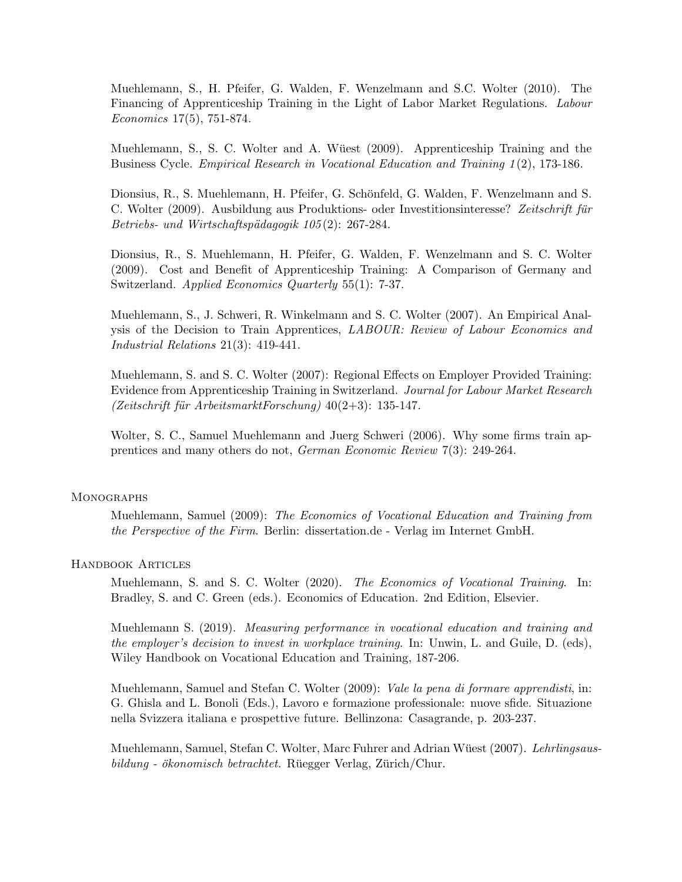Muehlemann, S., H. Pfeifer, G. Walden, F. Wenzelmann and S.C. Wolter (2010). The Financing of Apprenticeship Training in the Light of Labor Market Regulations. *Labour Economics* 17(5), 751-874.

Muehlemann, S., S. C. Wolter and A. Wüest (2009). Apprenticeship Training and the Business Cycle. *Empirical Research in Vocational Education and Training 1*(2), 173-186.

Dionsius, R., S. Muehlemann, H. Pfeifer, G. Schönfeld, G. Walden, F. Wenzelmann and S. C. Wolter (2009). Ausbildung aus Produktions- oder Investitionsinteresse? *Zeitschrift für Betriebs- und Wirtschaftspädagogik 105*(2): 267-284.

Dionsius, R., S. Muehlemann, H. Pfeifer, G. Walden, F. Wenzelmann and S. C. Wolter (2009). Cost and Benefit of Apprenticeship Training: A Comparison of Germany and Switzerland. *Applied Economics Quarterly* 55(1): 7-37.

Muehlemann, S., J. Schweri, R. Winkelmann and S. C. Wolter (2007). An Empirical Analysis of the Decision to Train Apprentices, *LABOUR: Review of Labour Economics and Industrial Relations* 21(3): 419-441.

Muehlemann, S. and S. C. Wolter (2007): Regional Effects on Employer Provided Training: Evidence from Apprenticeship Training in Switzerland. *Journal for Labour Market Research (Zeitschrift für ArbeitsmarktForschung)* 40(2+3): 135-147.

Wolter, S. C., Samuel Muehlemann and Juerg Schweri (2006). Why some firms train apprentices and many others do not, *German Economic Review* 7(3): 249-264.

## Monographs

Muehlemann, Samuel (2009): *The Economics of Vocational Education and Training from the Perspective of the Firm*. Berlin: dissertation.de - Verlag im Internet GmbH.

## Handbook Articles

Muehlemann, S. and S. C. Wolter (2020). *The Economics of Vocational Training*. In: Bradley, S. and C. Green (eds.). Economics of Education. 2nd Edition, Elsevier.

Muehlemann S. (2019). *Measuring performance in vocational education and training and the employer's decision to invest in workplace training*. In: Unwin, L. and Guile, D. (eds), Wiley Handbook on Vocational Education and Training, 187-206.

Muehlemann, Samuel and Stefan C. Wolter (2009): *Vale la pena di formare apprendisti*, in: G. Ghisla and L. Bonoli (Eds.), Lavoro e formazione professionale: nuove sfide. Situazione nella Svizzera italiana e prospettive future. Bellinzona: Casagrande, p. 203-237.

Muehlemann, Samuel, Stefan C. Wolter, Marc Fuhrer and Adrian Wüest (2007). *Lehrlingsausbildung - ökonomisch betrachtet.* Rüegger Verlag, Zürich/Chur.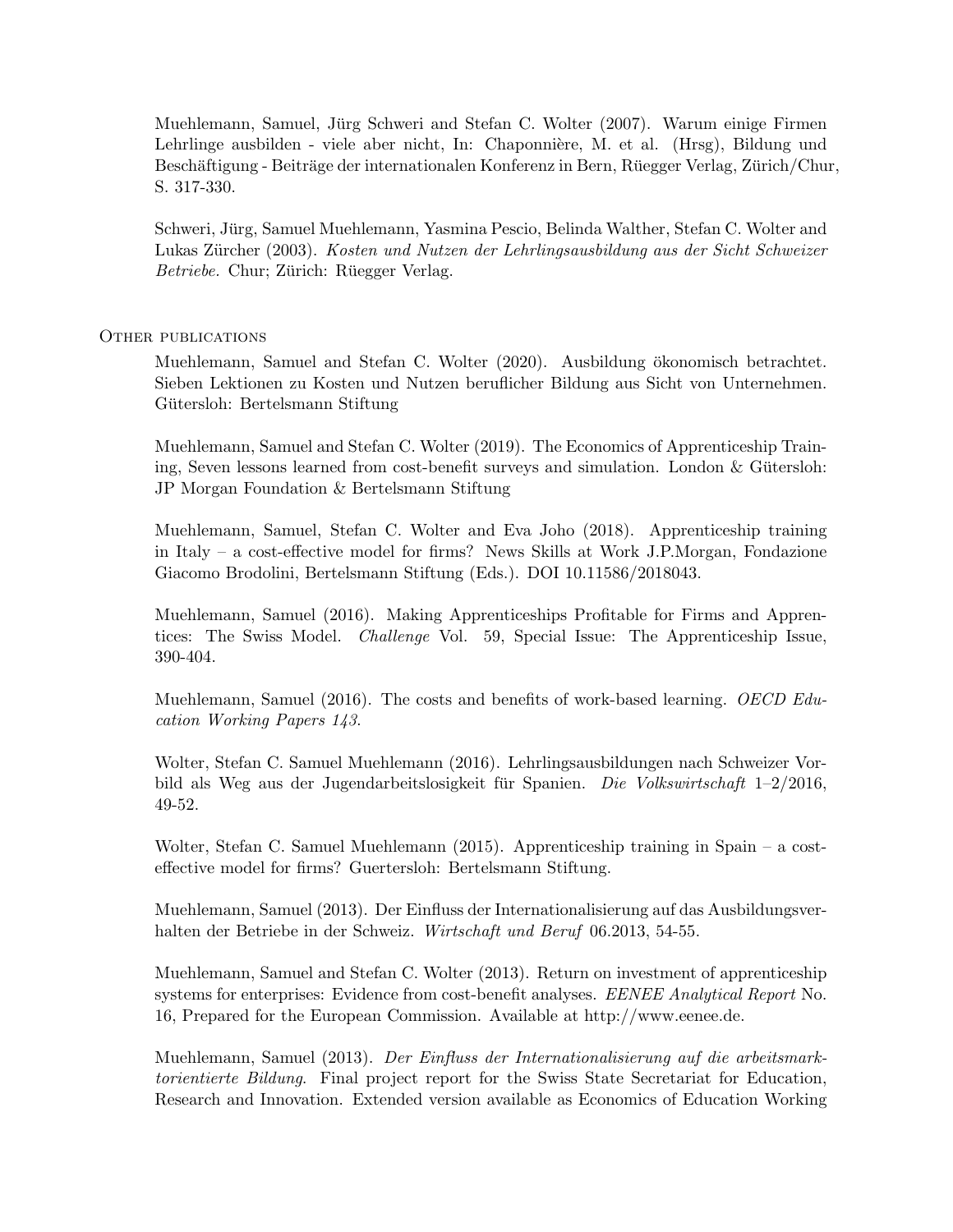Muehlemann, Samuel, Jürg Schweri and Stefan C. Wolter (2007). Warum einige Firmen Lehrlinge ausbilden - viele aber nicht, In: Chaponnière, M. et al. (Hrsg), Bildung und Beschäftigung - Beiträge der internationalen Konferenz in Bern, Rüegger Verlag, Zürich/Chur, S. 317-330.

Schweri, Jürg, Samuel Muehlemann, Yasmina Pescio, Belinda Walther, Stefan C. Wolter and Lukas Zürcher (2003). *Kosten und Nutzen der Lehrlingsausbildung aus der Sicht Schweizer Betriebe.* Chur; Zürich: Rüegger Verlag.

## Other publications

Muehlemann, Samuel and Stefan C. Wolter (2020). Ausbildung ökonomisch betrachtet. Sieben Lektionen zu Kosten und Nutzen beruflicher Bildung aus Sicht von Unternehmen. Gütersloh: Bertelsmann Stiftung

Muehlemann, Samuel and Stefan C. Wolter (2019). The Economics of Apprenticeship Training, Seven lessons learned from cost-benefit surveys and simulation. London & Gütersloh: JP Morgan Foundation & Bertelsmann Stiftung

Muehlemann, Samuel, Stefan C. Wolter and Eva Joho (2018). Apprenticeship training in Italy – a cost-effective model for firms? News Skills at Work J.P.Morgan, Fondazione Giacomo Brodolini, Bertelsmann Stiftung (Eds.). DOI 10.11586/2018043.

Muehlemann, Samuel (2016). Making Apprenticeships Profitable for Firms and Apprentices: The Swiss Model. *Challenge* Vol. 59, Special Issue: The Apprenticeship Issue, 390-404.

Muehlemann, Samuel (2016). The costs and benefits of work-based learning. *OECD Education Working Papers 143*.

Wolter, Stefan C. Samuel Muehlemann (2016). Lehrlingsausbildungen nach Schweizer Vorbild als Weg aus der Jugendarbeitslosigkeit für Spanien. *Die Volkswirtschaft* 1–2/2016, 49-52.

Wolter, Stefan C. Samuel Muehlemann (2015). Apprenticeship training in Spain – a cost-effective model for firms? Guertersloh: Bertelsmann Stiftung.

Muehlemann, Samuel (2013). Der Einfluss der Internationalisierung auf das Ausbildungsverhalten der Betriebe in der Schweiz. *Wirtschaft und Beruf* 06.2013, 54-55.

Muehlemann, Samuel and Stefan C. Wolter (2013). Return on investment of apprenticeship systems for enterprises: Evidence from cost-benefit analyses. *EENEE Analytical Report* No. 16, Prepared for the European Commission. Available at http://www.eenee.de.

Muehlemann, Samuel (2013). *Der Einfluss der Internationalisierung auf die arbeitsmarktorientierte Bildung*. Final project report for the Swiss State Secretariat for Education, Research and Innovation. Extended version available as Economics of Education Working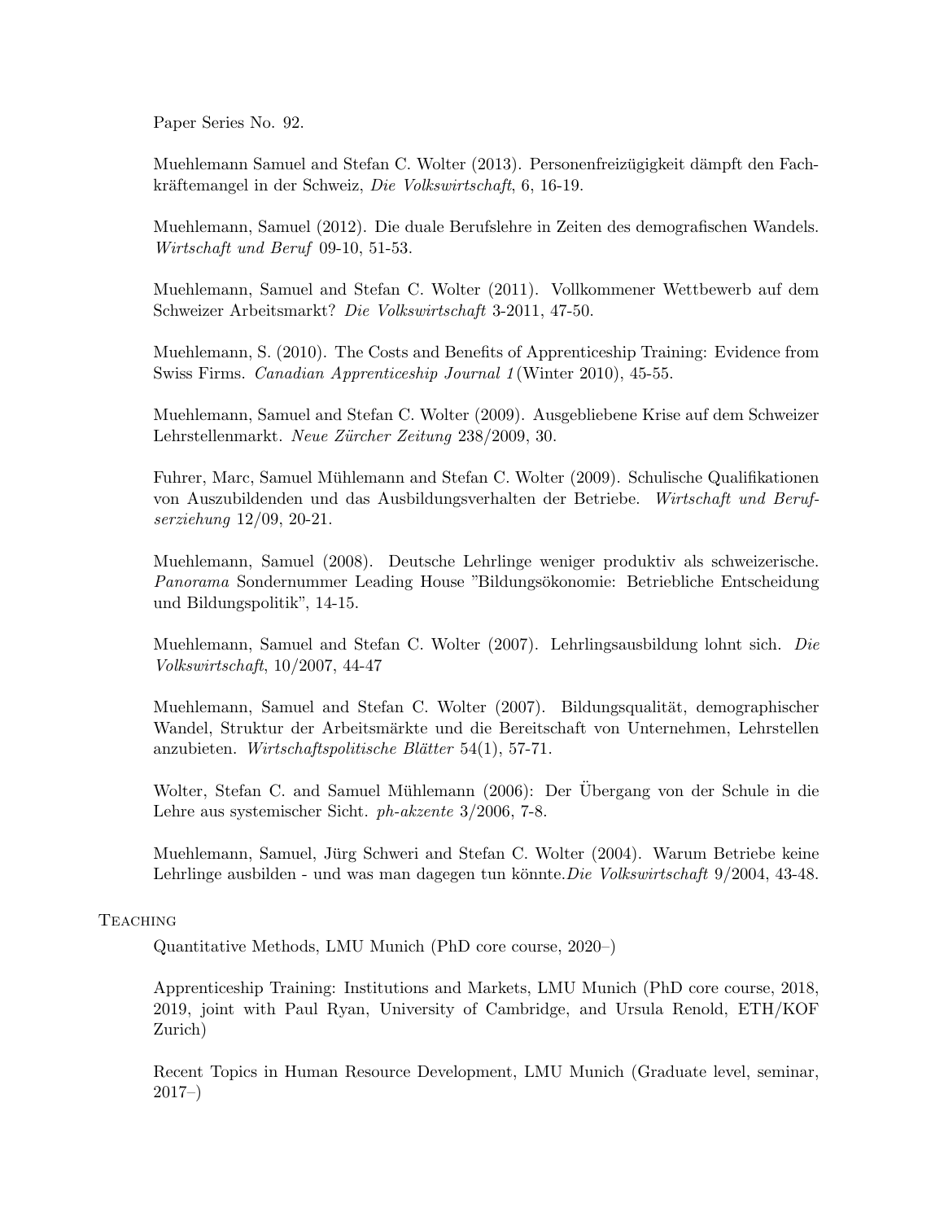Paper Series No. 92.

Muehlemann Samuel and Stefan C. Wolter (2013). Personenfreizügigkeit dämpft den Fachkräftemangel in der Schweiz, *Die Volkswirtschaft*, 6, 16-19.

Muehlemann, Samuel (2012). Die duale Berufslehre in Zeiten des demografischen Wandels. *Wirtschaft und Beruf* 09-10, 51-53.

Muehlemann, Samuel and Stefan C. Wolter (2011). Vollkommener Wettbewerb auf dem Schweizer Arbeitsmarkt? *Die Volkswirtschaft* 3-2011, 47-50.

Muehlemann, S. (2010). The Costs and Benefits of Apprenticeship Training: Evidence from Swiss Firms. *Canadian Apprenticeship Journal 1* (Winter 2010), 45-55.

Muehlemann, Samuel and Stefan C. Wolter (2009). Ausgebliebene Krise auf dem Schweizer Lehrstellenmarkt. *Neue Zürcher Zeitung* 238/2009, 30.

Fuhrer, Marc, Samuel Mühlemann and Stefan C. Wolter (2009). Schulische Qualifikationen von Auszubildenden und das Ausbildungsverhalten der Betriebe. *Wirtschaft und Berufserziehung* 12/09, 20-21.

Muehlemann, Samuel (2008). Deutsche Lehrlinge weniger produktiv als schweizerische. *Panorama* Sondernummer Leading House "Bildungsökonomie: Betriebliche Entscheidung und Bildungspolitik", 14-15.

Muehlemann, Samuel and Stefan C. Wolter (2007). Lehrlingsausbildung lohnt sich. *Die Volkswirtschaft*, 10/2007, 44-47

Muehlemann, Samuel and Stefan C. Wolter (2007). Bildungsqualität, demographischer Wandel, Struktur der Arbeitsmärkte und die Bereitschaft von Unternehmen, Lehrstellen anzubieten. *Wirtschaftspolitische Blätter* 54(1), 57-71.

Wolter, Stefan C. and Samuel Mühlemann (2006): Der Übergang von der Schule in die Lehre aus systemischer Sicht. *ph-akzente* 3/2006, 7-8.

Muehlemann, Samuel, Jürg Schweri and Stefan C. Wolter (2004). Warum Betriebe keine Lehrlinge ausbilden - und was man dagegen tun könnte. *Die Volkswirtschaft* 9/2004, 43-48.

## Teaching

Quantitative Methods, LMU Munich (PhD core course, 2020–)

Apprenticeship Training: Institutions and Markets, LMU Munich (PhD core course, 2018, 2019, joint with Paul Ryan, University of Cambridge, and Ursula Renold, ETH/KOF Zurich)

Recent Topics in Human Resource Development, LMU Munich (Graduate level, seminar, 2017–)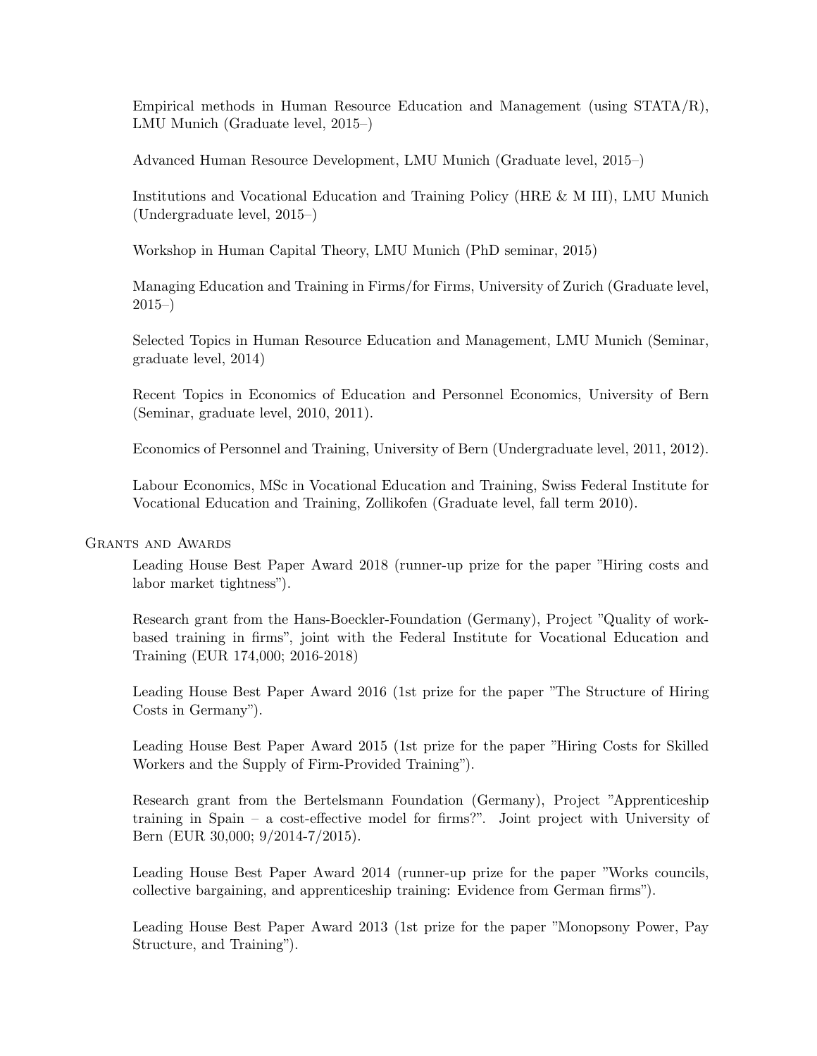Empirical methods in Human Resource Education and Management (using STATA/R), LMU Munich (Graduate level, 2015–)

Advanced Human Resource Development, LMU Munich (Graduate level, 2015–)

Institutions and Vocational Education and Training Policy (HRE & M III), LMU Munich (Undergraduate level, 2015–)

Workshop in Human Capital Theory, LMU Munich (PhD seminar, 2015)

Managing Education and Training in Firms/for Firms, University of Zurich (Graduate level, 2015–)

Selected Topics in Human Resource Education and Management, LMU Munich (Seminar, graduate level, 2014)

Recent Topics in Economics of Education and Personnel Economics, University of Bern (Seminar, graduate level, 2010, 2011).

Economics of Personnel and Training, University of Bern (Undergraduate level, 2011, 2012).

Labour Economics, MSc in Vocational Education and Training, Swiss Federal Institute for Vocational Education and Training, Zollikofen (Graduate level, fall term 2010).

## Grants and Awards

Leading House Best Paper Award 2018 (runner-up prize for the paper "Hiring costs and labor market tightness").

Research grant from the Hans-Boeckler-Foundation (Germany), Project "Quality of work-based training in firms", joint with the Federal Institute for Vocational Education and Training (EUR 174,000; 2016-2018)

Leading House Best Paper Award 2016 (1st prize for the paper "The Structure of Hiring Costs in Germany").

Leading House Best Paper Award 2015 (1st prize for the paper "Hiring Costs for Skilled Workers and the Supply of Firm-Provided Training").

Research grant from the Bertelsmann Foundation (Germany), Project "Apprenticeship training in Spain – a cost-effective model for firms?". Joint project with University of Bern (EUR 30,000; 9/2014-7/2015).

Leading House Best Paper Award 2014 (runner-up prize for the paper "Works councils, collective bargaining, and apprenticeship training: Evidence from German firms").

Leading House Best Paper Award 2013 (1st prize for the paper "Monopsony Power, Pay Structure, and Training").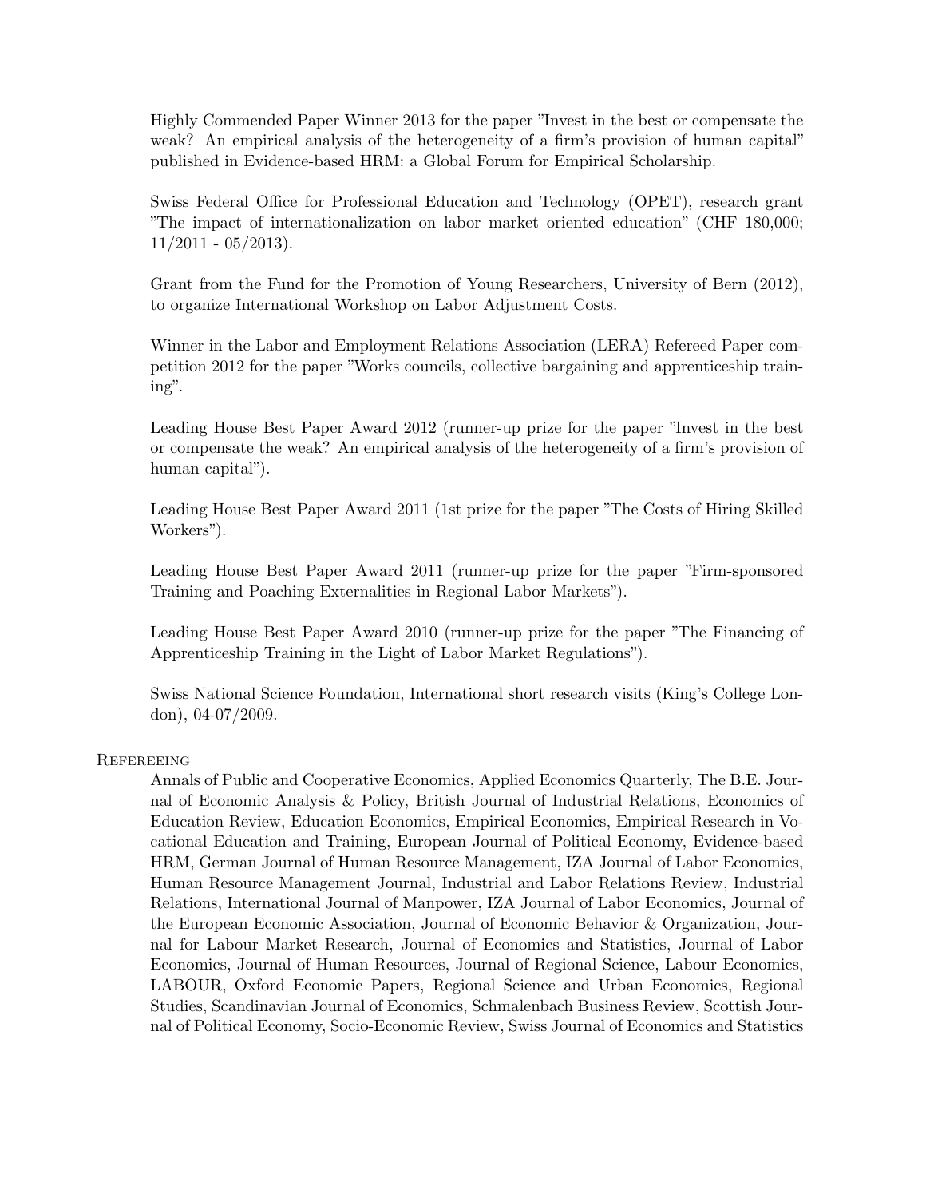Highly Commended Paper Winner 2013 for the paper "Invest in the best or compensate the weak? An empirical analysis of the heterogeneity of a firm's provision of human capital" published in Evidence-based HRM: a Global Forum for Empirical Scholarship.

Swiss Federal Office for Professional Education and Technology (OPET), research grant "The impact of internationalization on labor market oriented education" (CHF 180,000; 11/2011 - 05/2013).

Grant from the Fund for the Promotion of Young Researchers, University of Bern (2012), to organize International Workshop on Labor Adjustment Costs.

Winner in the Labor and Employment Relations Association (LERA) Refereed Paper competition 2012 for the paper "Works councils, collective bargaining and apprenticeship training".

Leading House Best Paper Award 2012 (runner-up prize for the paper "Invest in the best or compensate the weak? An empirical analysis of the heterogeneity of a firm's provision of human capital").

Leading House Best Paper Award 2011 (1st prize for the paper "The Costs of Hiring Skilled Workers").

Leading House Best Paper Award 2011 (runner-up prize for the paper "Firm-sponsored Training and Poaching Externalities in Regional Labor Markets").

Leading House Best Paper Award 2010 (runner-up prize for the paper "The Financing of Apprenticeship Training in the Light of Labor Market Regulations").

Swiss National Science Foundation, International short research visits (King's College London), 04-07/2009.

## Refereeing

Annals of Public and Cooperative Economics, Applied Economics Quarterly, The B.E. Journal of Economic Analysis & Policy, British Journal of Industrial Relations, Economics of Education Review, Education Economics, Empirical Economics, Empirical Research in Vocational Education and Training, European Journal of Political Economy, Evidence-based HRM, German Journal of Human Resource Management, IZA Journal of Labor Economics, Human Resource Management Journal, Industrial and Labor Relations Review, Industrial Relations, International Journal of Manpower, IZA Journal of Labor Economics, Journal of the European Economic Association, Journal of Economic Behavior & Organization, Journal for Labour Market Research, Journal of Economics and Statistics, Journal of Labor Economics, Journal of Human Resources, Journal of Regional Science, Labour Economics, LABOUR, Oxford Economic Papers, Regional Science and Urban Economics, Regional Studies, Scandinavian Journal of Economics, Schmalenbach Business Review, Scottish Journal of Political Economy, Socio-Economic Review, Swiss Journal of Economics and Statistics